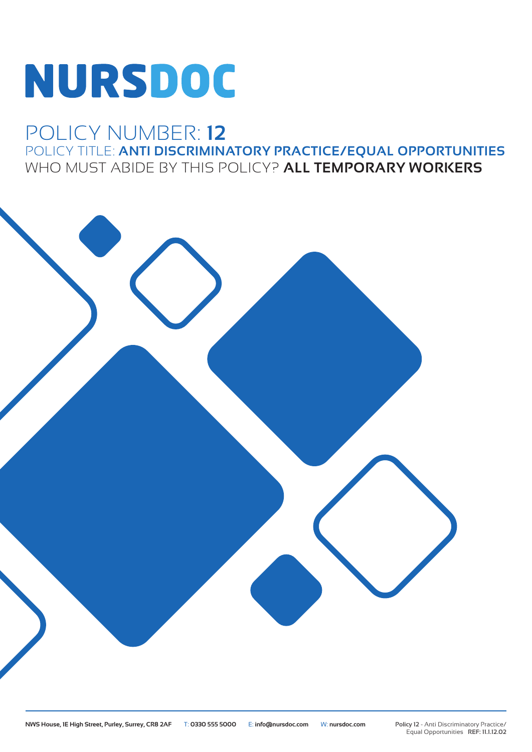# NURSDOC

## POLICY NUMBER: **12**

POLICY TITLE: **ANTI DISCRIMINATORY PRACTICE/EQUAL OPPORTUNITIES**

WHO MUST ABIDE BY THIS POLICY? **ALL TEMPORARY WORKERS**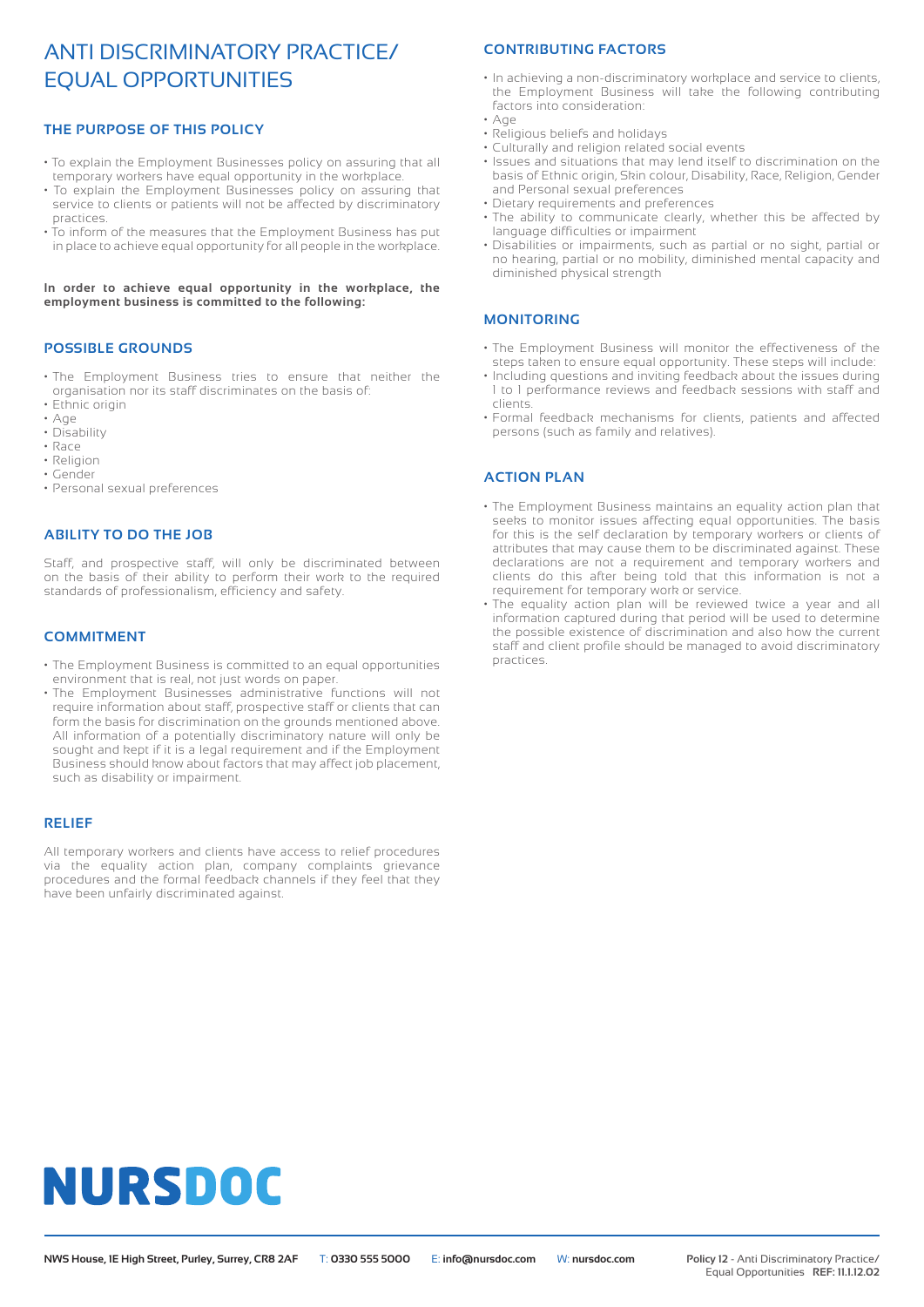# ANTI DISCRIMINATORY PRACTICE/ EQUAL OPPORTUNITIES

## THE PURPOSE OF THIS POLICY

- To explain the Employment Businesses policy on assuring that all temporary workers have equal opportunity in the workplace.
- To explain the Employment Businesses policy on assuring that service to clients or patients will not be affected by discriminatory practices.
- To inform of the measures that the Employment Business has put in place to achieve equal opportunity for all people in the workplace.

**In order to achieve equal opportunity in the workplace, the employment business is committed to the following:**

## POSSIBLE GROUNDS

- The Employment Business tries to ensure that neither the organisation nor its staff discriminates on the basis of:
- Ethnic origin
- Age
- Disability
- Race
- Religion
- Gender
- Personal sexual preferences

## ABILITY TO DO THE JOB

Staff, and prospective staff, will only be discriminated between on the basis of their ability to perform their work to the required standards of professionalism, efficiency and safety.

## COMMITMENT

- The Employment Business is committed to an equal opportunities environment that is real, not just words on paper.
- The Employment Businesses administrative functions will not require information about staff, prospective staff or clients that can form the basis for discrimination on the grounds mentioned above. All information of a potentially discriminatory nature will only be sought and kept if it is a legal requirement and if the Employment Business should know about factors that may affect job placement, such as disability or impairment.

## RELIEF

All temporary workers and clients have access to relief procedures via the equality action plan, company complaints grievance procedures and the formal feedback channels if they feel that they have been unfairly discriminated against.

## CONTRIBUTING FACTORS

- In achieving a non-discriminatory workplace and service to clients, the Employment Business will take the following contributing factors into consideration:
- Age
- Religious beliefs and holidays
- Culturally and religion related social events
- Issues and situations that may lend itself to discrimination on the basis of Ethnic origin, Skin colour, Disability, Race, Religion, Gender and Personal sexual preferences
- Dietary requirements and preferences
- The ability to communicate clearly, whether this be affected by language difficulties or impairment
- Disabilities or impairments, such as partial or no sight, partial or no hearing, partial or no mobility, diminished mental capacity and diminished physical strength

## MONITORING

- The Employment Business will monitor the effectiveness of the steps taken to ensure equal opportunity. These steps will include:
- Including questions and inviting feedback about the issues during 1 to 1 performance reviews and feedback sessions with staff and clients.
- Formal feedback mechanisms for clients, patients and affected persons (such as family and relatives).

## ACTION PLAN

- The Employment Business maintains an equality action plan that seeks to monitor issues affecting equal opportunities. The basis for this is the self declaration by temporary workers or clients of attributes that may cause them to be discriminated against. These declarations are not a requirement and temporary workers and clients do this after being told that this information is not a requirement for temporary work or service.
- The equality action plan will be reviewed twice a year and all information captured during that period will be used to determine the possible existence of discrimination and also how the current staff and client profile should be managed to avoid discriminatory practices.

NURSDOC

NWS House, 1E High Street, Purley, Surrey, CR8 2AF T: 0330 555 5000 E: info@nursdoc.com W: nursdoc.com

Policy 12 - Anti Discriminatory Practice/ Equal Opportunities REF: 11.1.12.02